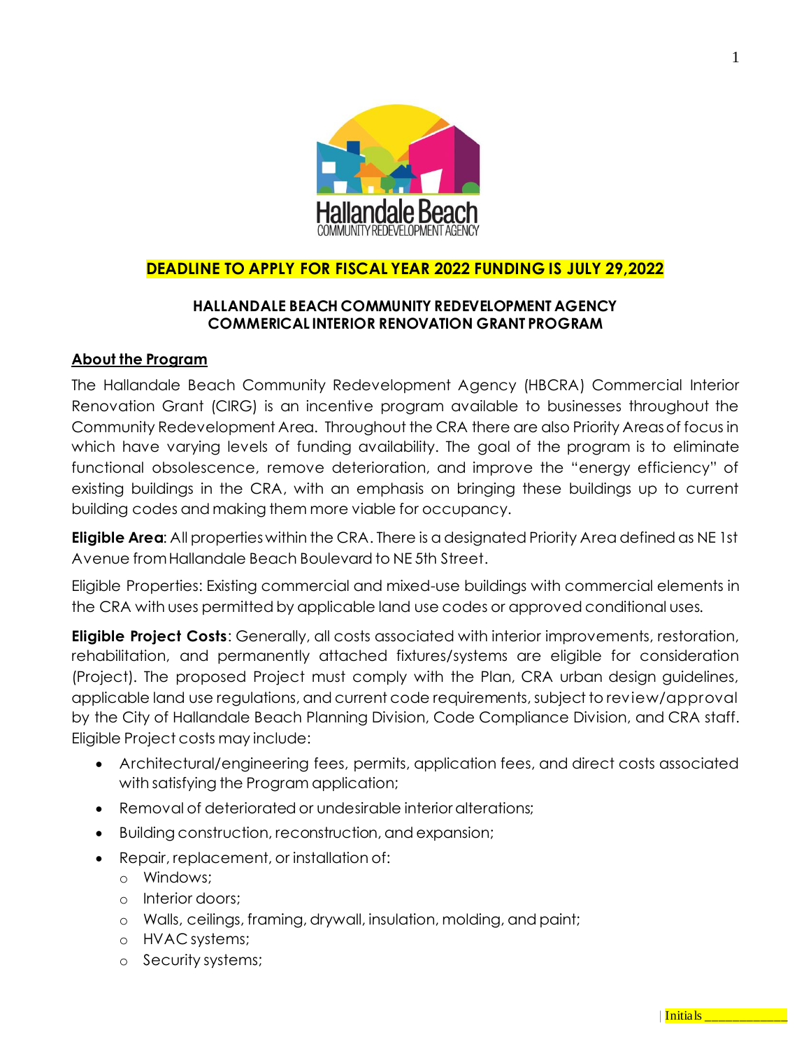**DEADLINE TO APPLY FOR FISCAL YEAR 2022 FUNDING IS JULY 29,2022**

# HALLANDALE BEACH COMMUNITY REDEVELOPMENT AGENCY
# COMMERICAL INTERIOR RENOVATION GRANT PROGRAM

## About the Program

The Hallandale Beach Community Redevelopment Agency (HBCRA) Commercial Interior Renovation Grant (CIRG) is an incentive program available to businesses throughout the Community Redevelopment Area. Throughout the CRA there are also Priority Areas of focus in which have varying levels of funding availability. The goal of the program is to eliminate functional obsolescence, remove deterioration, and improve the "energy efficiency" of existing buildings in the CRA, with an emphasis on bringing these buildings up to current building codes and making them more viable for occupancy.

**Eligible Area**: All properties within the CRA. There is a designated Priority Area defined as NE 1st Avenue from Hallandale Beach Boulevard to NE 5th Street.

Eligible Properties: Existing commercial and mixed-use buildings with commercial elements in the CRA with uses permitted by applicable land use codes or approved conditional uses.

**Eligible Project Costs**: Generally, all costs associated with interior improvements, restoration, rehabilitation, and permanently attached fixtures/systems are eligible for consideration (Project). The proposed Project must comply with the Plan, CRA urban design guidelines, applicable land use regulations, and current code requirements, subject to review/approval by the City of Hallandale Beach Planning Division, Code Compliance Division, and CRA staff. Eligible Project costs may include:

- Architectural/engineering fees, permits, application fees, and direct costs associated with satisfying the Program application;
- Removal of deteriorated or undesirable interior alterations;
- Building construction, reconstruction, and expansion;
- Repair, replacement, or installation of:
  - Windows;
  - Interior doors;
  - Walls, ceilings, framing, drywall, insulation, molding, and paint;
  - HVAC systems;
  - Security systems;

Initials ____________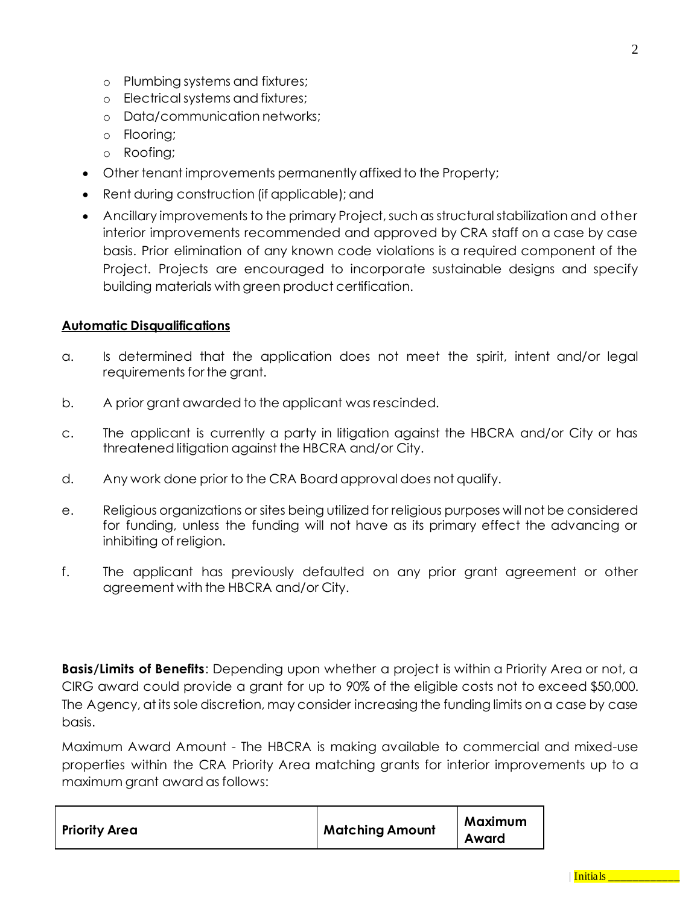- Plumbing systems and fixtures;
  - Electrical systems and fixtures;
  - Data/communication networks;
  - Flooring;
  - Roofing;
- Other tenant improvements permanently affixed to the Property;
- Rent during construction (if applicable); and
- Ancillary improvements to the primary Project, such as structural stabilization and other interior improvements recommended and approved by CRA staff on a case by case basis. Prior elimination of any known code violations is a required component of the Project. Projects are encouraged to incorporate sustainable designs and specify building materials with green product certification.

**Automatic Disqualifications**

a. Is determined that the application does not meet the spirit, intent and/or legal requirements for the grant.

b. A prior grant awarded to the applicant was rescinded.

c. The applicant is currently a party in litigation against the HBCRA and/or City or has threatened litigation against the HBCRA and/or City.

d. Any work done prior to the CRA Board approval does not qualify.

e. Religious organizations or sites being utilized for religious purposes will not be considered for funding, unless the funding will not have as its primary effect the advancing or inhibiting of religion.

f. The applicant has previously defaulted on any prior grant agreement or other agreement with the HBCRA and/or City.

**Basis/Limits of Benefits**: Depending upon whether a project is within a Priority Area or not, a CIRG award could provide a grant for up to 90% of the eligible costs not to exceed $50,000. The Agency, at its sole discretion, may consider increasing the funding limits on a case by case basis.

Maximum Award Amount - The HBCRA is making available to commercial and mixed-use properties within the CRA Priority Area matching grants for interior improvements up to a maximum grant award as follows:

| Priority Area | Matching Amount | Maximum Award |
| --- | --- | --- |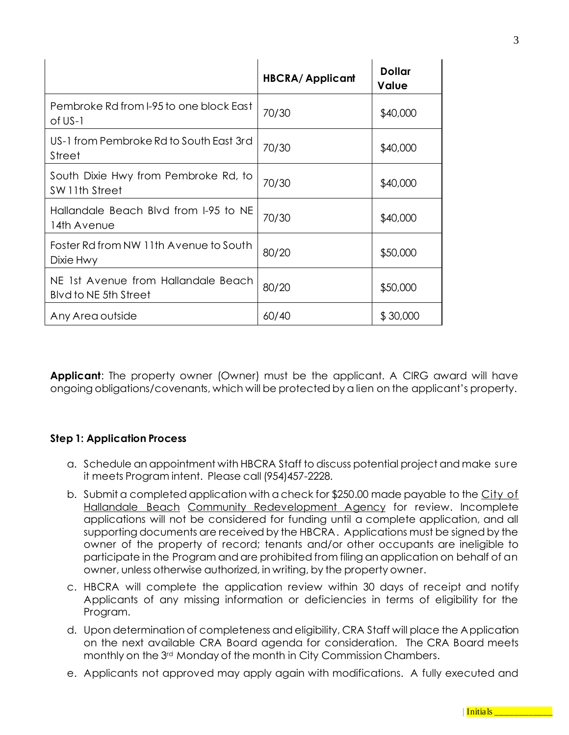| | HBCRA/ Applicant | Dollar Value |
|---|---|---|
| Pembroke Rd from I-95 to one block East of US-1 | 70/30 | $40,000 |
| US-1 from Pembroke Rd to South East 3rd Street | 70/30 | $40,000 |
| South Dixie Hwy from Pembroke Rd, to SW 11th Street | 70/30 | $40,000 |
| Hallandale Beach Blvd from I-95 to NE 14th Avenue | 70/30 | $40,000 |
| Foster Rd from NW 11th Avenue to South Dixie Hwy | 80/20 | $50,000 |
| NE 1st Avenue from Hallandale Beach Blvd to NE 5th Street | 80/20 | $50,000 |
| Any Area outside | 60/40 | $ 30,000 |

**Applicant**: The property owner (Owner) must be the applicant. A CIRG award will have ongoing obligations/covenants, which will be protected by a lien on the applicant's property.

**Step 1: Application Process**

a. Schedule an appointment with HBCRA Staff to discuss potential project and make sure it meets Program intent. Please call (954)457-2228.

b. Submit a completed application with a check for $250.00 made payable to the City of Hallandale Beach Community Redevelopment Agency for review. Incomplete applications will not be considered for funding until a complete application, and all supporting documents are received by the HBCRA. Applications must be signed by the owner of the property of record; tenants and/or other occupants are ineligible to participate in the Program and are prohibited from filing an application on behalf of an owner, unless otherwise authorized, in writing, by the property owner.

c. HBCRA will complete the application review within 30 days of receipt and notify Applicants of any missing information or deficiencies in terms of eligibility for the Program.

d. Upon determination of completeness and eligibility, CRA Staff will place the Application on the next available CRA Board agenda for consideration. The CRA Board meets monthly on the 3rd Monday of the month in City Commission Chambers.

e. Applicants not approved may apply again with modifications. A fully executed and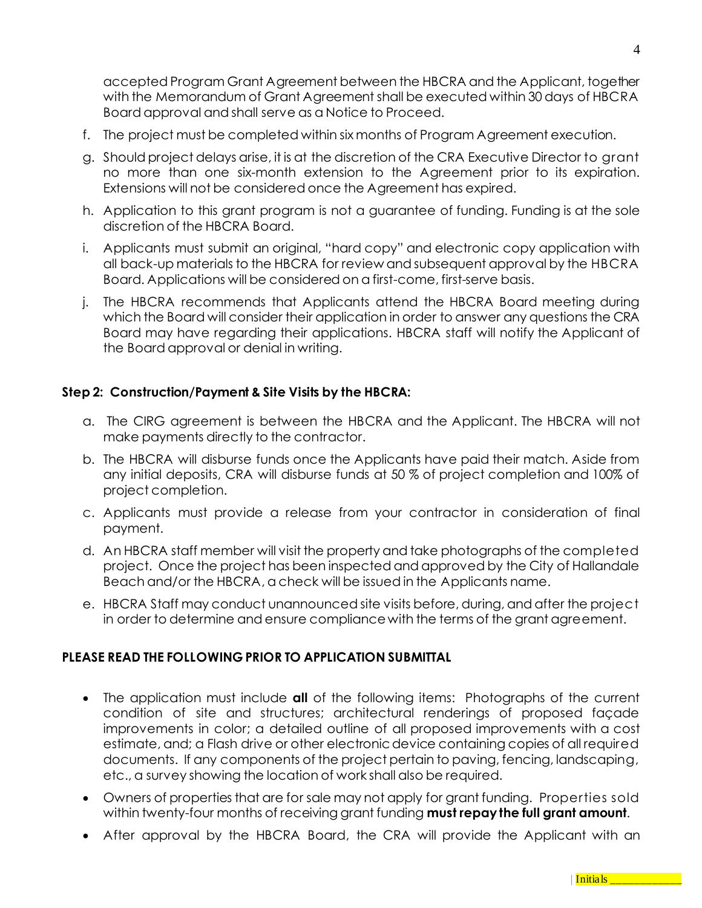accepted Program Grant Agreement between the HBCRA and the Applicant, together with the Memorandum of Grant Agreement shall be executed within 30 days of HBCRA Board approval and shall serve as a Notice to Proceed.

f. The project must be completed within six months of Program Agreement execution.

g. Should project delays arise, it is at the discretion of the CRA Executive Director to grant no more than one six-month extension to the Agreement prior to its expiration. Extensions will not be considered once the Agreement has expired.

h. Application to this grant program is not a guarantee of funding. Funding is at the sole discretion of the HBCRA Board.

i. Applicants must submit an original, "hard copy" and electronic copy application with all back-up materials to the HBCRA for review and subsequent approval by the HBCRA Board. Applications will be considered on a first-come, first-serve basis.

j. The HBCRA recommends that Applicants attend the HBCRA Board meeting during which the Board will consider their application in order to answer any questions the CRA Board may have regarding their applications. HBCRA staff will notify the Applicant of the Board approval or denial in writing.

**Step 2: Construction/Payment & Site Visits by the HBCRA:**

a. The CIRG agreement is between the HBCRA and the Applicant. The HBCRA will not make payments directly to the contractor.

b. The HBCRA will disburse funds once the Applicants have paid their match. Aside from any initial deposits, CRA will disburse funds at 50 % of project completion and 100% of project completion.

c. Applicants must provide a release from your contractor in consideration of final payment.

d. An HBCRA staff member will visit the property and take photographs of the completed project. Once the project has been inspected and approved by the City of Hallandale Beach and/or the HBCRA, a check will be issued in the Applicants name.

e. HBCRA Staff may conduct unannounced site visits before, during, and after the project in order to determine and ensure compliance with the terms of the grant agreement.

**PLEASE READ THE FOLLOWING PRIOR TO APPLICATION SUBMITTAL**

- The application must include **all** of the following items: Photographs of the current condition of site and structures; architectural renderings of proposed façade improvements in color; a detailed outline of all proposed improvements with a cost estimate, and; a Flash drive or other electronic device containing copies of all required documents. If any components of the project pertain to paving, fencing, landscaping, etc., a survey showing the location of work shall also be required.
- Owners of properties that are for sale may not apply for grant funding. Properties sold within twenty-four months of receiving grant funding **must repay the full grant amount**.
- After approval by the HBCRA Board, the CRA will provide the Applicant with an

Initials ____________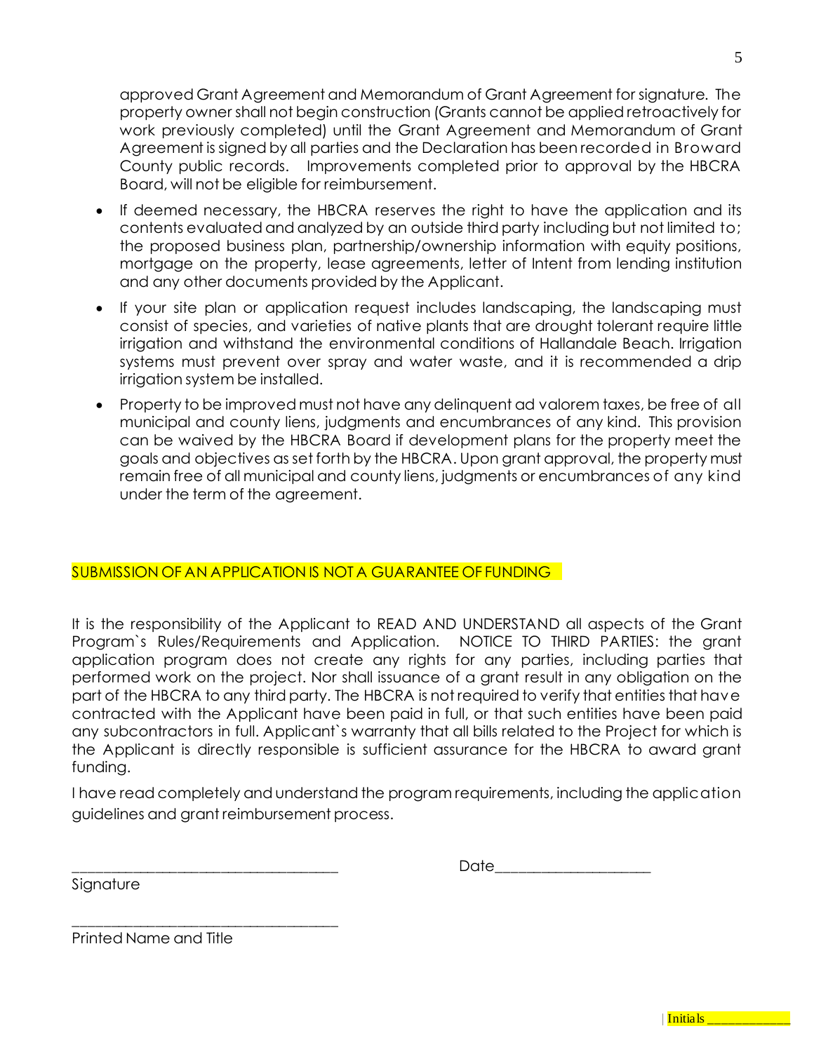approved Grant Agreement and Memorandum of Grant Agreement for signature. The property owner shall not begin construction (Grants cannot be applied retroactively for work previously completed) until the Grant Agreement and Memorandum of Grant Agreement is signed by all parties and the Declaration has been recorded in Broward County public records. Improvements completed prior to approval by the HBCRA Board, will not be eligible for reimbursement.

- If deemed necessary, the HBCRA reserves the right to have the application and its contents evaluated and analyzed by an outside third party including but not limited to; the proposed business plan, partnership/ownership information with equity positions, mortgage on the property, lease agreements, letter of Intent from lending institution and any other documents provided by the Applicant.
- If your site plan or application request includes landscaping, the landscaping must consist of species, and varieties of native plants that are drought tolerant require little irrigation and withstand the environmental conditions of Hallandale Beach. Irrigation systems must prevent over spray and water waste, and it is recommended a drip irrigation system be installed.
- Property to be improved must not have any delinquent ad valorem taxes, be free of all municipal and county liens, judgments and encumbrances of any kind. This provision can be waived by the HBCRA Board if development plans for the property meet the goals and objectives as set forth by the HBCRA. Upon grant approval, the property must remain free of all municipal and county liens, judgments or encumbrances of any kind under the term of the agreement.

SUBMISSION OF AN APPLICATION IS NOT A GUARANTEE OF FUNDING

It is the responsibility of the Applicant to READ AND UNDERSTAND all aspects of the Grant Program`s Rules/Requirements and Application. NOTICE TO THIRD PARTIES: the grant application program does not create any rights for any parties, including parties that performed work on the project. Nor shall issuance of a grant result in any obligation on the part of the HBCRA to any third party. The HBCRA is not required to verify that entities that have contracted with the Applicant have been paid in full, or that such entities have been paid any subcontractors in full. Applicant`s warranty that all bills related to the Project for which is the Applicant is directly responsible is sufficient assurance for the HBCRA to award grant funding.

I have read completely and understand the program requirements, including the application guidelines and grant reimbursement process.

___________________________________ Date____________________

Signature

___________________________________

Printed Name and Title

Initials ____________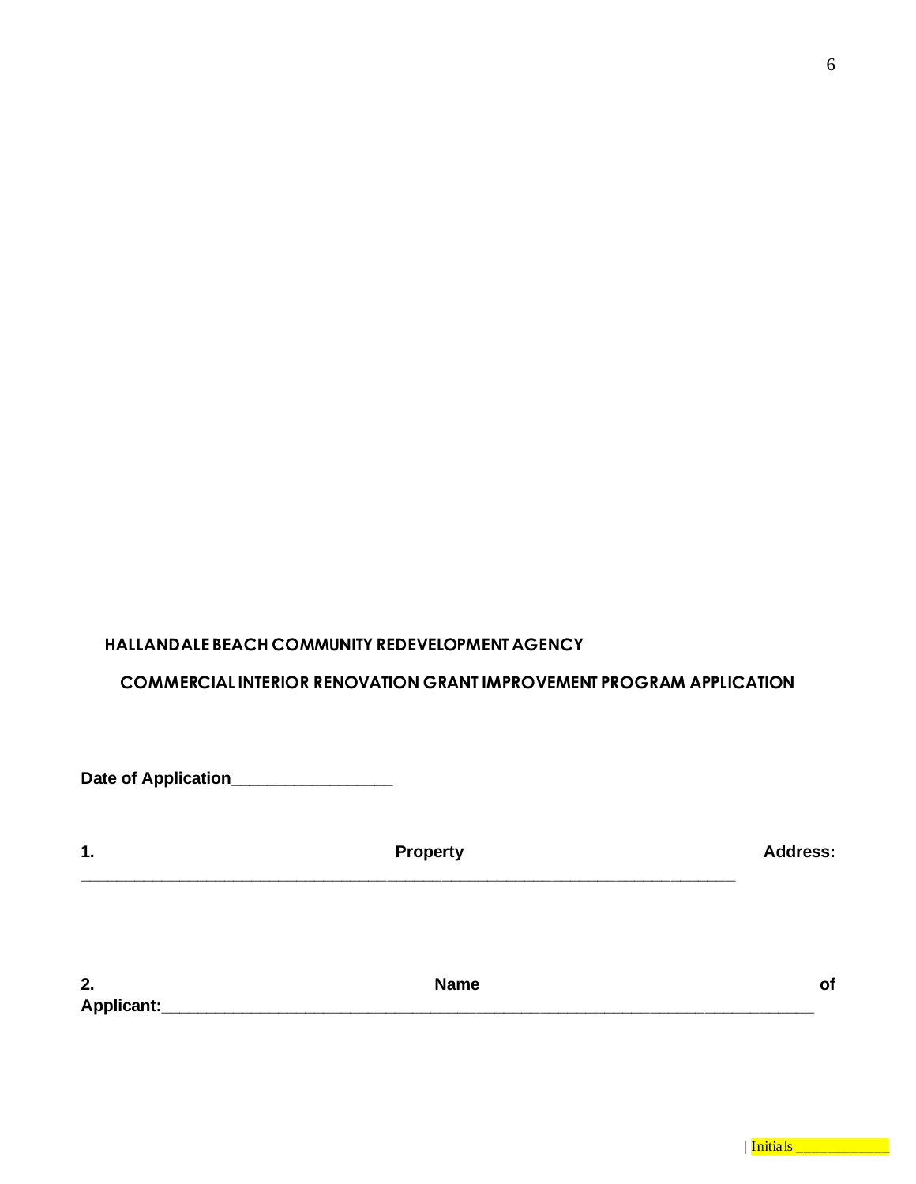## HALLANDALE BEACH COMMUNITY REDEVELOPMENT AGENCY

## COMMERCIAL INTERIOR RENOVATION GRANT IMPROVEMENT PROGRAM APPLICATION

**Date of Application**_________________

**1. Property Address:** ______________________________________________________________________

**2. Name of Applicant:**______________________________________________________________________

Initials ____________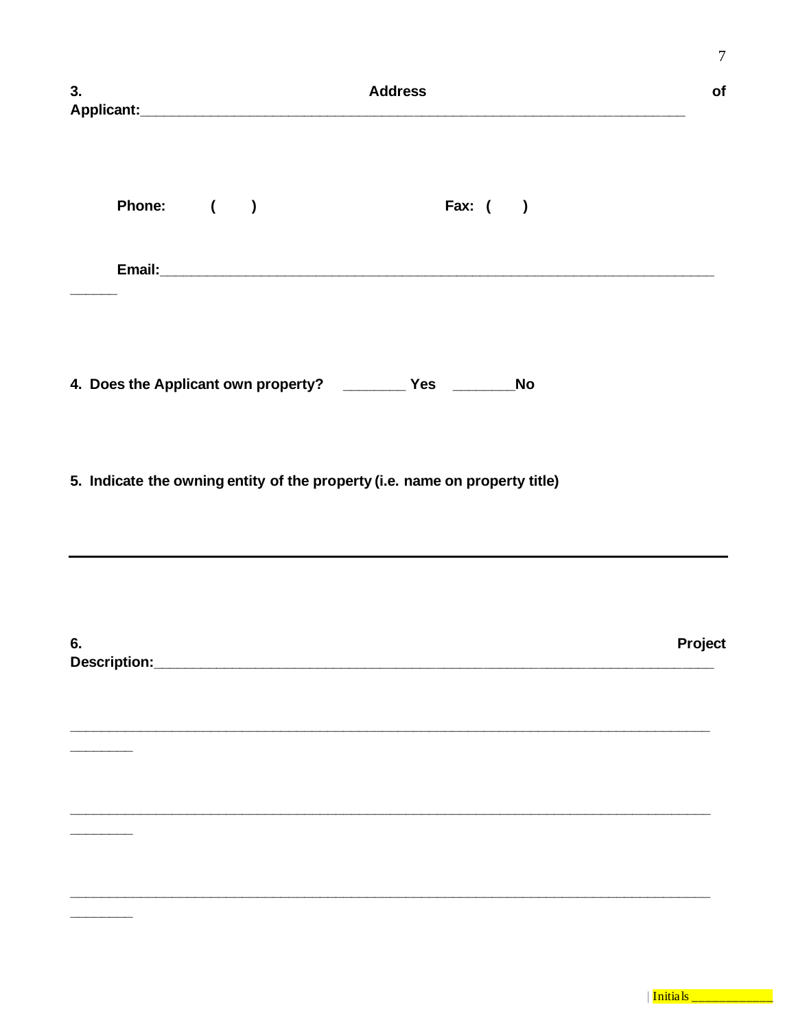**3. Address of Applicant:**_______________________________________________________________________

**Phone: ( )** **Fax: ( )**

**Email:**_____________________________________________________________________________

**4. Does the Applicant own property? _______ Yes _______No**

**5. Indicate the owning entity of the property (i.e. name on property title)**

---

**6. Project Description:**_______________________________________________________________________

_____________________________________________________________________________________

_____________________________________________________________________________________

_____________________________________________________________________________________

| Initials ___________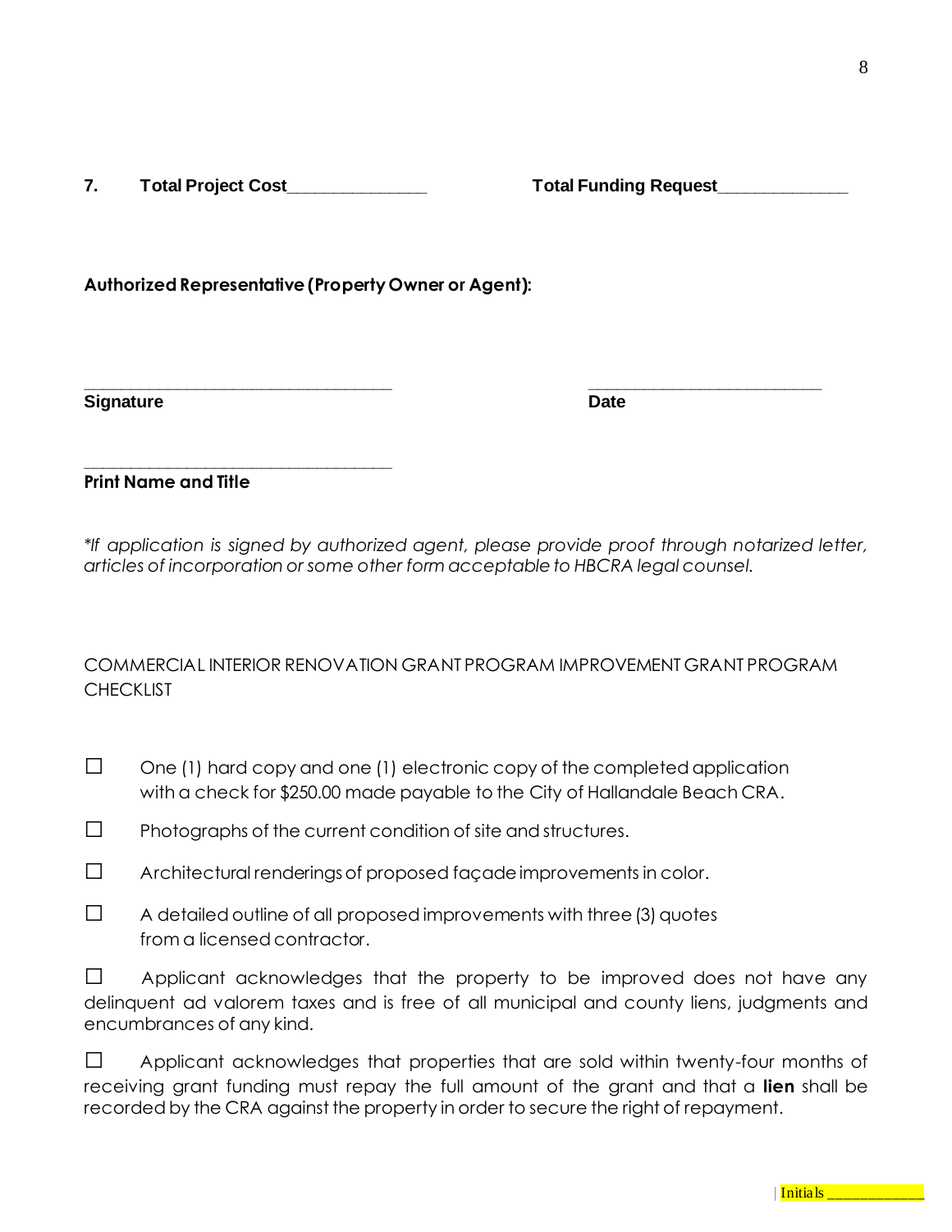**7. Total Project Cost_______________ Total Funding Request______________**

**Authorized Representative (Property Owner or Agent):**

___________________________________ __________________________

**Signature** **Date**

___________________________________

**Print Name and Title**

*\*If application is signed by authorized agent, please provide proof through notarized letter, articles of incorporation or some other form acceptable to HBCRA legal counsel.*

COMMERCIAL INTERIOR RENOVATION GRANT PROGRAM IMPROVEMENT GRANT PROGRAM CHECKLIST

☐ One (1) hard copy and one (1) electronic copy of the completed application with a check for $250.00 made payable to the City of Hallandale Beach CRA.

☐ Photographs of the current condition of site and structures.

☐ Architectural renderings of proposed façade improvements in color.

☐ A detailed outline of all proposed improvements with three (3) quotes from a licensed contractor.

☐ Applicant acknowledges that the property to be improved does not have any delinquent ad valorem taxes and is free of all municipal and county liens, judgments and encumbrances of any kind.

☐ Applicant acknowledges that properties that are sold within twenty-four months of receiving grant funding must repay the full amount of the grant and that a **lien** shall be recorded by the CRA against the property in order to secure the right of repayment.

Initials ____________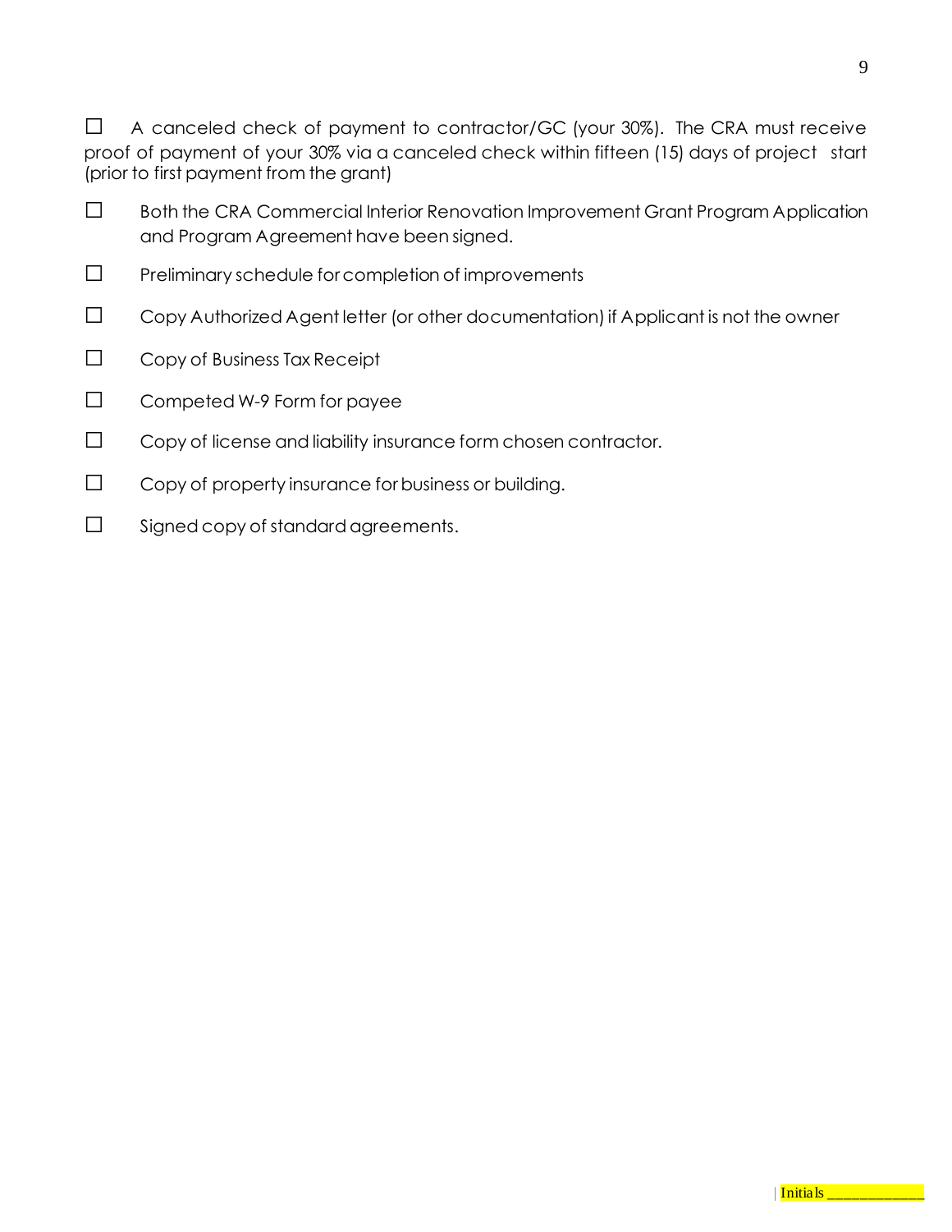- ☐ A canceled check of payment to contractor/GC (your 30%). The CRA must receive proof of payment of your 30% via a canceled check within fifteen (15) days of project start (prior to first payment from the grant)
- ☐ Both the CRA Commercial Interior Renovation Improvement Grant Program Application and Program Agreement have been signed.
- ☐ Preliminary schedule for completion of improvements
- ☐ Copy Authorized Agent letter (or other documentation) if Applicant is not the owner
- ☐ Copy of Business Tax Receipt
- ☐ Competed W-9 Form for payee
- ☐ Copy of license and liability insurance form chosen contractor.
- ☐ Copy of property insurance for business or building.
- ☐ Signed copy of standard agreements.

Initials ____________